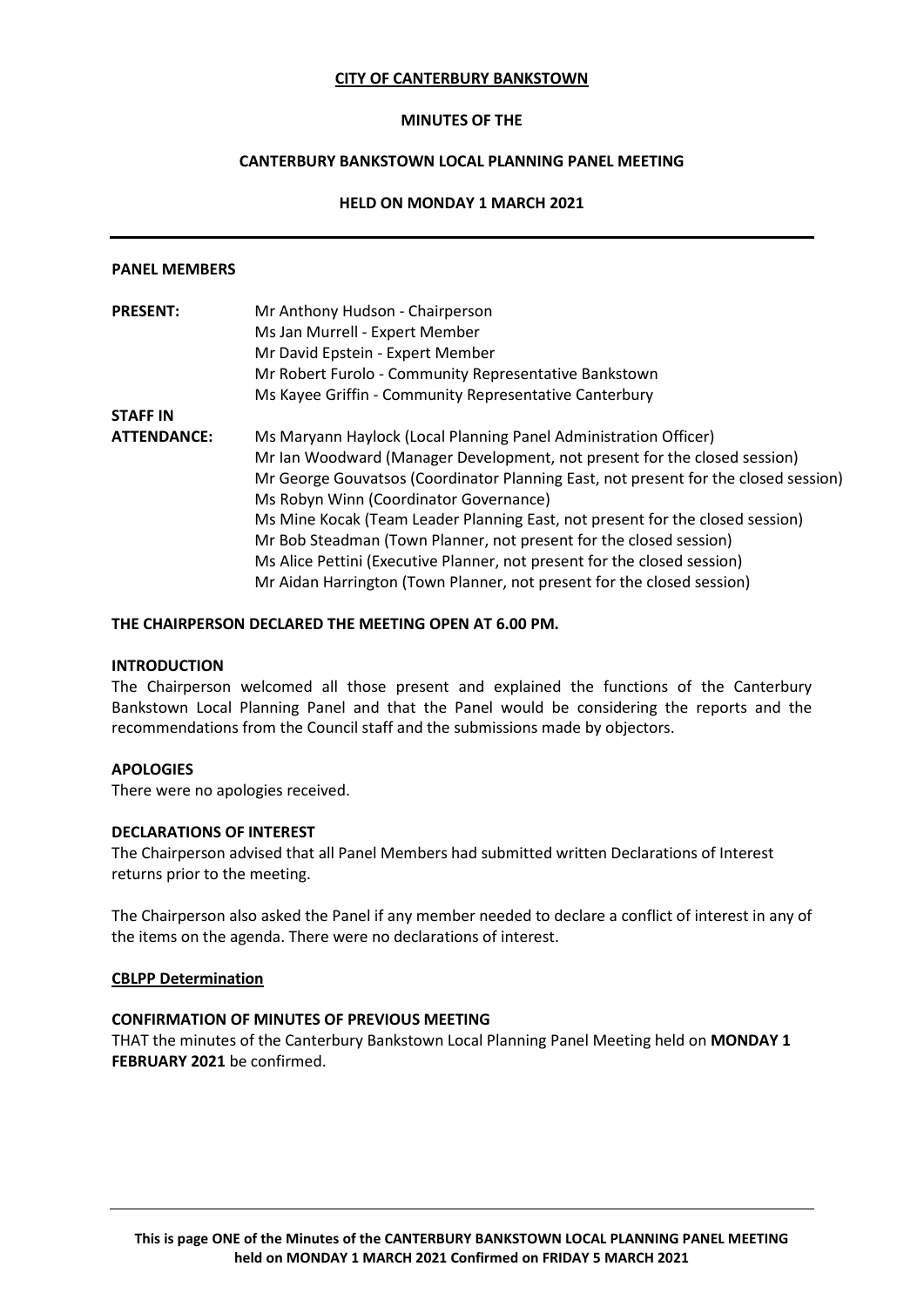**CITY OF CANTERBURY BANKSTOWN**

**MINUTES OF THE**

**CANTERBURY BANKSTOWN LOCAL PLANNING PANEL MEETING**

**HELD ON MONDAY 1 MARCH 2021**

---

**PANEL MEMBERS**

| | |
|---|---|
| **PRESENT:** | Mr Anthony Hudson - Chairperson<br>Ms Jan Murrell - Expert Member<br>Mr David Epstein - Expert Member<br>Mr Robert Furolo - Community Representative Bankstown<br>Ms Kayee Griffin - Community Representative Canterbury |
| **STAFF IN ATTENDANCE:** | Ms Maryann Haylock (Local Planning Panel Administration Officer)<br>Mr Ian Woodward (Manager Development, not present for the closed session)<br>Mr George Gouvatsos (Coordinator Planning East, not present for the closed session)<br>Ms Robyn Winn (Coordinator Governance)<br>Ms Mine Kocak (Team Leader Planning East, not present for the closed session)<br>Mr Bob Steadman (Town Planner, not present for the closed session)<br>Ms Alice Pettini (Executive Planner, not present for the closed session)<br>Mr Aidan Harrington (Town Planner, not present for the closed session) |

**THE CHAIRPERSON DECLARED THE MEETING OPEN AT 6.00 PM.**

**INTRODUCTION**

The Chairperson welcomed all those present and explained the functions of the Canterbury Bankstown Local Planning Panel and that the Panel would be considering the reports and the recommendations from the Council staff and the submissions made by objectors.

**APOLOGIES**

There were no apologies received.

**DECLARATIONS OF INTEREST**

The Chairperson advised that all Panel Members had submitted written Declarations of Interest returns prior to the meeting.

The Chairperson also asked the Panel if any member needed to declare a conflict of interest in any of the items on the agenda. There were no declarations of interest.

**CBLPP Determination**

**CONFIRMATION OF MINUTES OF PREVIOUS MEETING**

THAT the minutes of the Canterbury Bankstown Local Planning Panel Meeting held on **MONDAY 1 FEBRUARY 2021** be confirmed.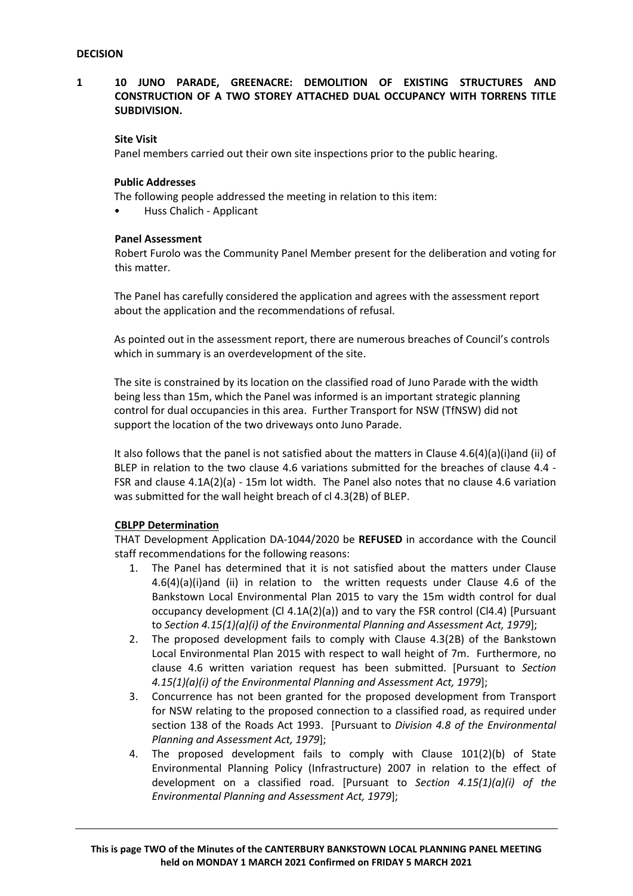**DECISION**

## 1 10 JUNO PARADE, GREENACRE: DEMOLITION OF EXISTING STRUCTURES AND CONSTRUCTION OF A TWO STOREY ATTACHED DUAL OCCUPANCY WITH TORRENS TITLE SUBDIVISION.

**Site Visit**

Panel members carried out their own site inspections prior to the public hearing.

**Public Addresses**

The following people addressed the meeting in relation to this item:

- Huss Chalich - Applicant

**Panel Assessment**

Robert Furolo was the Community Panel Member present for the deliberation and voting for this matter.

The Panel has carefully considered the application and agrees with the assessment report about the application and the recommendations of refusal.

As pointed out in the assessment report, there are numerous breaches of Council's controls which in summary is an overdevelopment of the site.

The site is constrained by its location on the classified road of Juno Parade with the width being less than 15m, which the Panel was informed is an important strategic planning control for dual occupancies in this area. Further Transport for NSW (TfNSW) did not support the location of the two driveways onto Juno Parade.

It also follows that the panel is not satisfied about the matters in Clause 4.6(4)(a)(i)and (ii) of BLEP in relation to the two clause 4.6 variations submitted for the breaches of clause 4.4 - FSR and clause 4.1A(2)(a) - 15m lot width. The Panel also notes that no clause 4.6 variation was submitted for the wall height breach of cl 4.3(2B) of BLEP.

**CBLPP Determination**

THAT Development Application DA-1044/2020 be **REFUSED** in accordance with the Council staff recommendations for the following reasons:

1. The Panel has determined that it is not satisfied about the matters under Clause 4.6(4)(a)(i)and (ii) in relation to the written requests under Clause 4.6 of the Bankstown Local Environmental Plan 2015 to vary the 15m width control for dual occupancy development (Cl 4.1A(2)(a)) and to vary the FSR control (Cl4.4) [Pursuant to *Section 4.15(1)(a)(i) of the Environmental Planning and Assessment Act, 1979*];
2. The proposed development fails to comply with Clause 4.3(2B) of the Bankstown Local Environmental Plan 2015 with respect to wall height of 7m. Furthermore, no clause 4.6 written variation request has been submitted. [Pursuant to *Section 4.15(1)(a)(i) of the Environmental Planning and Assessment Act, 1979*];
3. Concurrence has not been granted for the proposed development from Transport for NSW relating to the proposed connection to a classified road, as required under section 138 of the Roads Act 1993. [Pursuant to *Division 4.8 of the Environmental Planning and Assessment Act, 1979*];
4. The proposed development fails to comply with Clause 101(2)(b) of State Environmental Planning Policy (Infrastructure) 2007 in relation to the effect of development on a classified road. [Pursuant to *Section 4.15(1)(a)(i) of the Environmental Planning and Assessment Act, 1979*];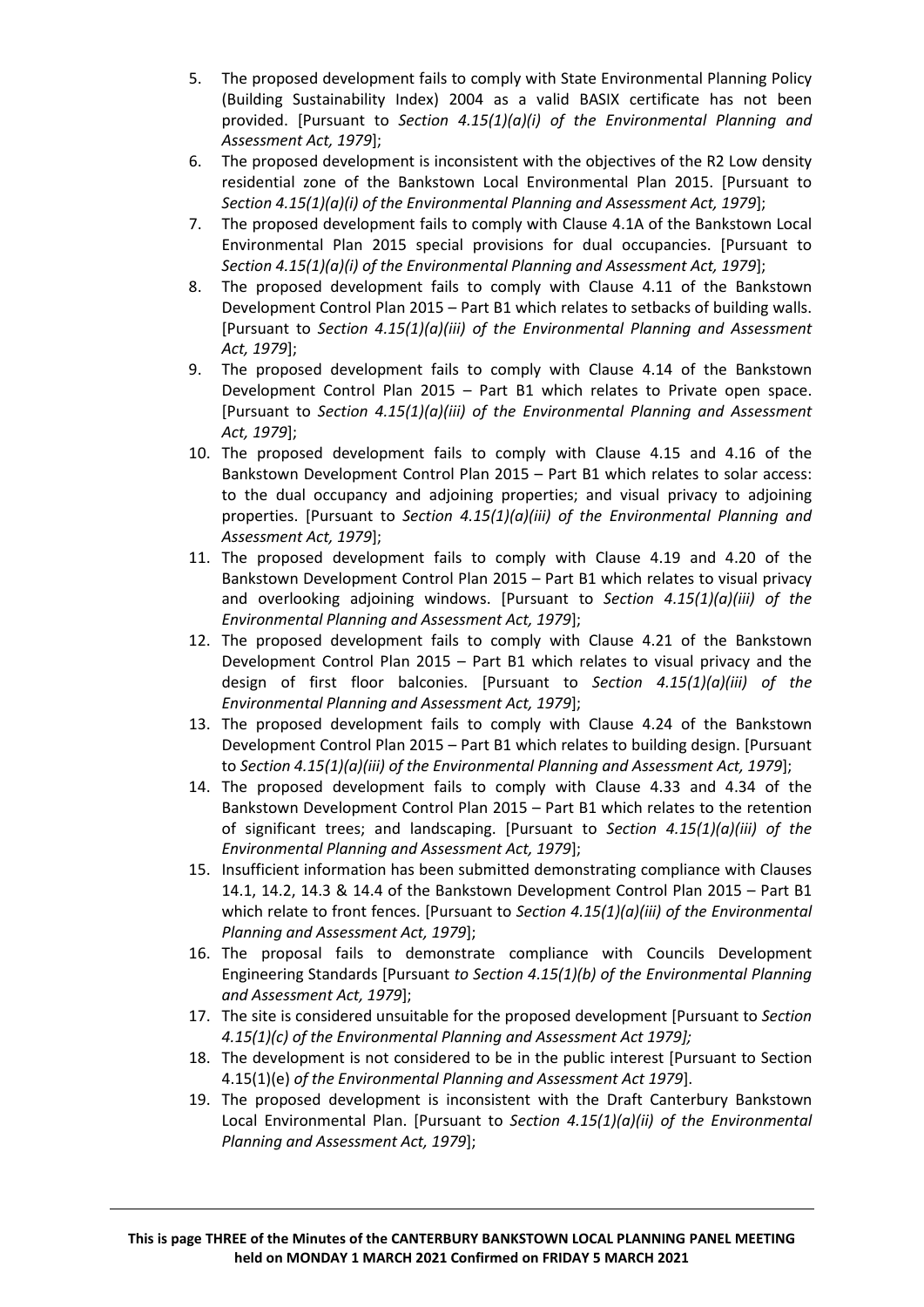5. The proposed development fails to comply with State Environmental Planning Policy (Building Sustainability Index) 2004 as a valid BASIX certificate has not been provided. [Pursuant to *Section 4.15(1)(a)(i) of the Environmental Planning and Assessment Act, 1979*];
6. The proposed development is inconsistent with the objectives of the R2 Low density residential zone of the Bankstown Local Environmental Plan 2015. [Pursuant to *Section 4.15(1)(a)(i) of the Environmental Planning and Assessment Act, 1979*];
7. The proposed development fails to comply with Clause 4.1A of the Bankstown Local Environmental Plan 2015 special provisions for dual occupancies. [Pursuant to *Section 4.15(1)(a)(i) of the Environmental Planning and Assessment Act, 1979*];
8. The proposed development fails to comply with Clause 4.11 of the Bankstown Development Control Plan 2015 – Part B1 which relates to setbacks of building walls. [Pursuant to *Section 4.15(1)(a)(iii) of the Environmental Planning and Assessment Act, 1979*];
9. The proposed development fails to comply with Clause 4.14 of the Bankstown Development Control Plan 2015 – Part B1 which relates to Private open space. [Pursuant to *Section 4.15(1)(a)(iii) of the Environmental Planning and Assessment Act, 1979*];
10. The proposed development fails to comply with Clause 4.15 and 4.16 of the Bankstown Development Control Plan 2015 – Part B1 which relates to solar access: to the dual occupancy and adjoining properties; and visual privacy to adjoining properties. [Pursuant to *Section 4.15(1)(a)(iii) of the Environmental Planning and Assessment Act, 1979*];
11. The proposed development fails to comply with Clause 4.19 and 4.20 of the Bankstown Development Control Plan 2015 – Part B1 which relates to visual privacy and overlooking adjoining windows. [Pursuant to *Section 4.15(1)(a)(iii) of the Environmental Planning and Assessment Act, 1979*];
12. The proposed development fails to comply with Clause 4.21 of the Bankstown Development Control Plan 2015 – Part B1 which relates to visual privacy and the design of first floor balconies. [Pursuant to *Section 4.15(1)(a)(iii) of the Environmental Planning and Assessment Act, 1979*];
13. The proposed development fails to comply with Clause 4.24 of the Bankstown Development Control Plan 2015 – Part B1 which relates to building design. [Pursuant to *Section 4.15(1)(a)(iii) of the Environmental Planning and Assessment Act, 1979*];
14. The proposed development fails to comply with Clause 4.33 and 4.34 of the Bankstown Development Control Plan 2015 – Part B1 which relates to the retention of significant trees; and landscaping. [Pursuant to *Section 4.15(1)(a)(iii) of the Environmental Planning and Assessment Act, 1979*];
15. Insufficient information has been submitted demonstrating compliance with Clauses 14.1, 14.2, 14.3 & 14.4 of the Bankstown Development Control Plan 2015 – Part B1 which relate to front fences. [Pursuant to *Section 4.15(1)(a)(iii) of the Environmental Planning and Assessment Act, 1979*];
16. The proposal fails to demonstrate compliance with Councils Development Engineering Standards [Pursuant *to Section 4.15(1)(b) of the Environmental Planning and Assessment Act, 1979*];
17. The site is considered unsuitable for the proposed development [Pursuant to *Section 4.15(1)(c) of the Environmental Planning and Assessment Act 1979];*
18. The development is not considered to be in the public interest [Pursuant to Section 4.15(1)(e) *of the Environmental Planning and Assessment Act 1979*].
19. The proposed development is inconsistent with the Draft Canterbury Bankstown Local Environmental Plan. [Pursuant to *Section 4.15(1)(a)(ii) of the Environmental Planning and Assessment Act, 1979*];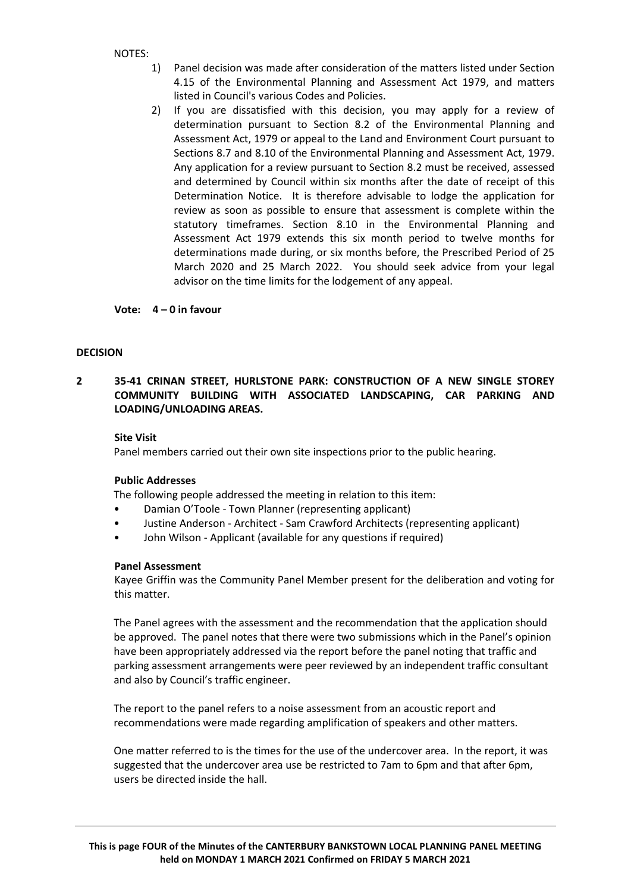NOTES:

1) Panel decision was made after consideration of the matters listed under Section 4.15 of the Environmental Planning and Assessment Act 1979, and matters listed in Council's various Codes and Policies.
2) If you are dissatisfied with this decision, you may apply for a review of determination pursuant to Section 8.2 of the Environmental Planning and Assessment Act, 1979 or appeal to the Land and Environment Court pursuant to Sections 8.7 and 8.10 of the Environmental Planning and Assessment Act, 1979. Any application for a review pursuant to Section 8.2 must be received, assessed and determined by Council within six months after the date of receipt of this Determination Notice. It is therefore advisable to lodge the application for review as soon as possible to ensure that assessment is complete within the statutory timeframes. Section 8.10 in the Environmental Planning and Assessment Act 1979 extends this six month period to twelve months for determinations made during, or six months before, the Prescribed Period of 25 March 2020 and 25 March 2022. You should seek advice from your legal advisor on the time limits for the lodgement of any appeal.

**Vote: 4 – 0 in favour**

**DECISION**

## 2 35-41 CRINAN STREET, HURLSTONE PARK: CONSTRUCTION OF A NEW SINGLE STOREY COMMUNITY BUILDING WITH ASSOCIATED LANDSCAPING, CAR PARKING AND LOADING/UNLOADING AREAS.

**Site Visit**

Panel members carried out their own site inspections prior to the public hearing.

**Public Addresses**

The following people addressed the meeting in relation to this item:

- Damian O'Toole - Town Planner (representing applicant)
- Justine Anderson - Architect - Sam Crawford Architects (representing applicant)
- John Wilson - Applicant (available for any questions if required)

**Panel Assessment**

Kayee Griffin was the Community Panel Member present for the deliberation and voting for this matter.

The Panel agrees with the assessment and the recommendation that the application should be approved. The panel notes that there were two submissions which in the Panel's opinion have been appropriately addressed via the report before the panel noting that traffic and parking assessment arrangements were peer reviewed by an independent traffic consultant and also by Council's traffic engineer.

The report to the panel refers to a noise assessment from an acoustic report and recommendations were made regarding amplification of speakers and other matters.

One matter referred to is the times for the use of the undercover area. In the report, it was suggested that the undercover area use be restricted to 7am to 6pm and that after 6pm, users be directed inside the hall.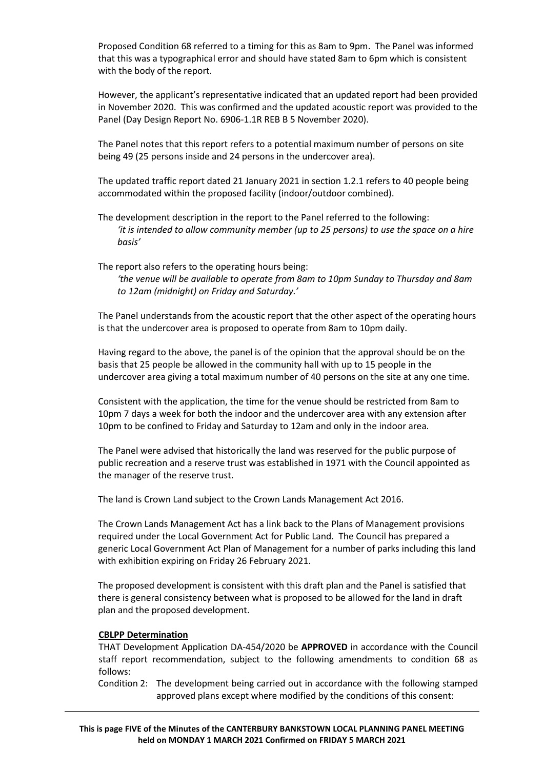Proposed Condition 68 referred to a timing for this as 8am to 9pm. The Panel was informed that this was a typographical error and should have stated 8am to 6pm which is consistent with the body of the report.

However, the applicant's representative indicated that an updated report had been provided in November 2020. This was confirmed and the updated acoustic report was provided to the Panel (Day Design Report No. 6906-1.1R REB B 5 November 2020).

The Panel notes that this report refers to a potential maximum number of persons on site being 49 (25 persons inside and 24 persons in the undercover area).

The updated traffic report dated 21 January 2021 in section 1.2.1 refers to 40 people being accommodated within the proposed facility (indoor/outdoor combined).

The development description in the report to the Panel referred to the following:

> *'it is intended to allow community member (up to 25 persons) to use the space on a hire basis'*

The report also refers to the operating hours being:

> *'the venue will be available to operate from 8am to 10pm Sunday to Thursday and 8am to 12am (midnight) on Friday and Saturday.'*

The Panel understands from the acoustic report that the other aspect of the operating hours is that the undercover area is proposed to operate from 8am to 10pm daily.

Having regard to the above, the panel is of the opinion that the approval should be on the basis that 25 people be allowed in the community hall with up to 15 people in the undercover area giving a total maximum number of 40 persons on the site at any one time.

Consistent with the application, the time for the venue should be restricted from 8am to 10pm 7 days a week for both the indoor and the undercover area with any extension after 10pm to be confined to Friday and Saturday to 12am and only in the indoor area.

The Panel were advised that historically the land was reserved for the public purpose of public recreation and a reserve trust was established in 1971 with the Council appointed as the manager of the reserve trust.

The land is Crown Land subject to the Crown Lands Management Act 2016.

The Crown Lands Management Act has a link back to the Plans of Management provisions required under the Local Government Act for Public Land. The Council has prepared a generic Local Government Act Plan of Management for a number of parks including this land with exhibition expiring on Friday 26 February 2021.

The proposed development is consistent with this draft plan and the Panel is satisfied that there is general consistency between what is proposed to be allowed for the land in draft plan and the proposed development.

**CBLPP Determination**

THAT Development Application DA-454/2020 be **APPROVED** in accordance with the Council staff report recommendation, subject to the following amendments to condition 68 as follows:

Condition 2: The development being carried out in accordance with the following stamped approved plans except where modified by the conditions of this consent: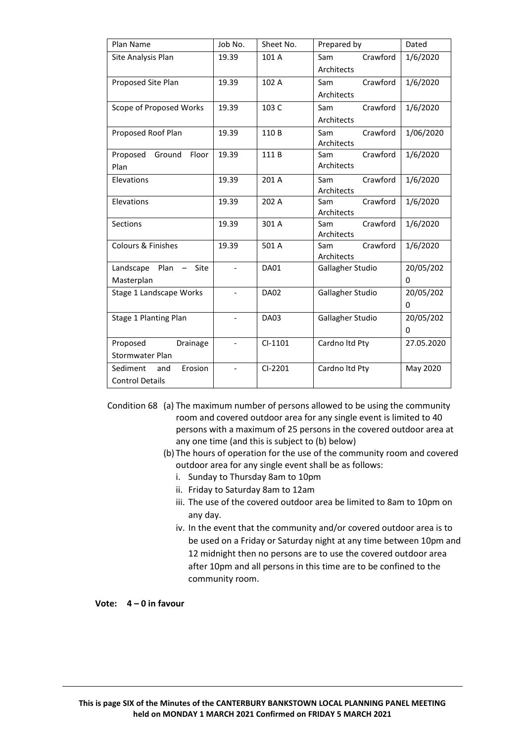| Plan Name | Job No. | Sheet No. | Prepared by | Dated |
|---|---|---|---|---|
| Site Analysis Plan | 19.39 | 101 A | Sam Crawford Architects | 1/6/2020 |
| Proposed Site Plan | 19.39 | 102 A | Sam Crawford Architects | 1/6/2020 |
| Scope of Proposed Works | 19.39 | 103 C | Sam Crawford Architects | 1/6/2020 |
| Proposed Roof Plan | 19.39 | 110 B | Sam Crawford Architects | 1/06/2020 |
| Proposed Ground Floor Plan | 19.39 | 111 B | Sam Crawford Architects | 1/6/2020 |
| Elevations | 19.39 | 201 A | Sam Crawford Architects | 1/6/2020 |
| Elevations | 19.39 | 202 A | Sam Crawford Architects | 1/6/2020 |
| Sections | 19.39 | 301 A | Sam Crawford Architects | 1/6/2020 |
| Colours & Finishes | 19.39 | 501 A | Sam Crawford Architects | 1/6/2020 |
| Landscape Plan – Site Masterplan | - | DA01 | Gallagher Studio | 20/05/2020 |
| Stage 1 Landscape Works | - | DA02 | Gallagher Studio | 20/05/2020 |
| Stage 1 Planting Plan | - | DA03 | Gallagher Studio | 20/05/2020 |
| Proposed Drainage Stormwater Plan | - | CI-1101 | Cardno ltd Pty | 27.05.2020 |
| Sediment and Erosion Control Details | - | CI-2201 | Cardno ltd Pty | May 2020 |

Condition 68 (a) The maximum number of persons allowed to be using the community room and covered outdoor area for any single event is limited to 40 persons with a maximum of 25 persons in the covered outdoor area at any one time (and this is subject to (b) below)

(b) The hours of operation for the use of the community room and covered outdoor area for any single event shall be as follows:

i. Sunday to Thursday 8am to 10pm
ii. Friday to Saturday 8am to 12am
iii. The use of the covered outdoor area be limited to 8am to 10pm on any day.
iv. In the event that the community and/or covered outdoor area is to be used on a Friday or Saturday night at any time between 10pm and 12 midnight then no persons are to use the covered outdoor area after 10pm and all persons in this time are to be confined to the community room.

**Vote: 4 – 0 in favour**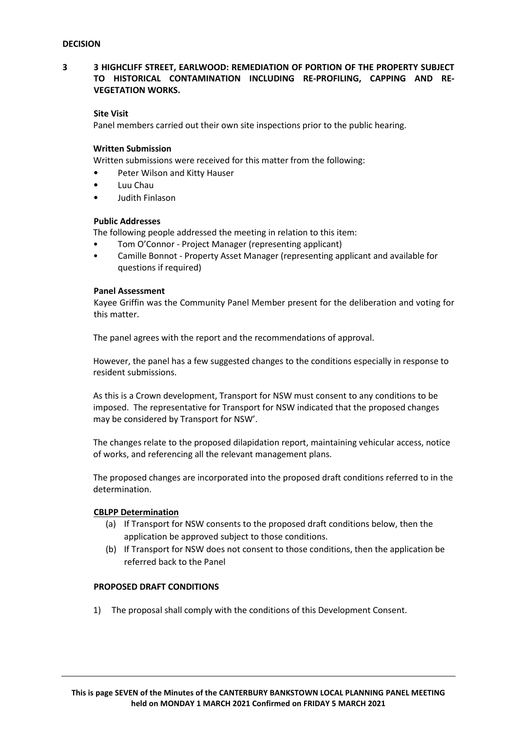**DECISION**

## 3 3 HIGHCLIFF STREET, EARLWOOD: REMEDIATION OF PORTION OF THE PROPERTY SUBJECT TO HISTORICAL CONTAMINATION INCLUDING RE-PROFILING, CAPPING AND RE-VEGETATION WORKS.

**Site Visit**

Panel members carried out their own site inspections prior to the public hearing.

**Written Submission**

Written submissions were received for this matter from the following:

- Peter Wilson and Kitty Hauser
- Luu Chau
- Judith Finlason

**Public Addresses**

The following people addressed the meeting in relation to this item:

- Tom O'Connor - Project Manager (representing applicant)
- Camille Bonnot - Property Asset Manager (representing applicant and available for questions if required)

**Panel Assessment**

Kayee Griffin was the Community Panel Member present for the deliberation and voting for this matter.

The panel agrees with the report and the recommendations of approval.

However, the panel has a few suggested changes to the conditions especially in response to resident submissions.

As this is a Crown development, Transport for NSW must consent to any conditions to be imposed. The representative for Transport for NSW indicated that the proposed changes may be considered by Transport for NSW'.

The changes relate to the proposed dilapidation report, maintaining vehicular access, notice of works, and referencing all the relevant management plans.

The proposed changes are incorporated into the proposed draft conditions referred to in the determination.

**CBLPP Determination**

(a) If Transport for NSW consents to the proposed draft conditions below, then the application be approved subject to those conditions.

(b) If Transport for NSW does not consent to those conditions, then the application be referred back to the Panel

**PROPOSED DRAFT CONDITIONS**

1) The proposal shall comply with the conditions of this Development Consent.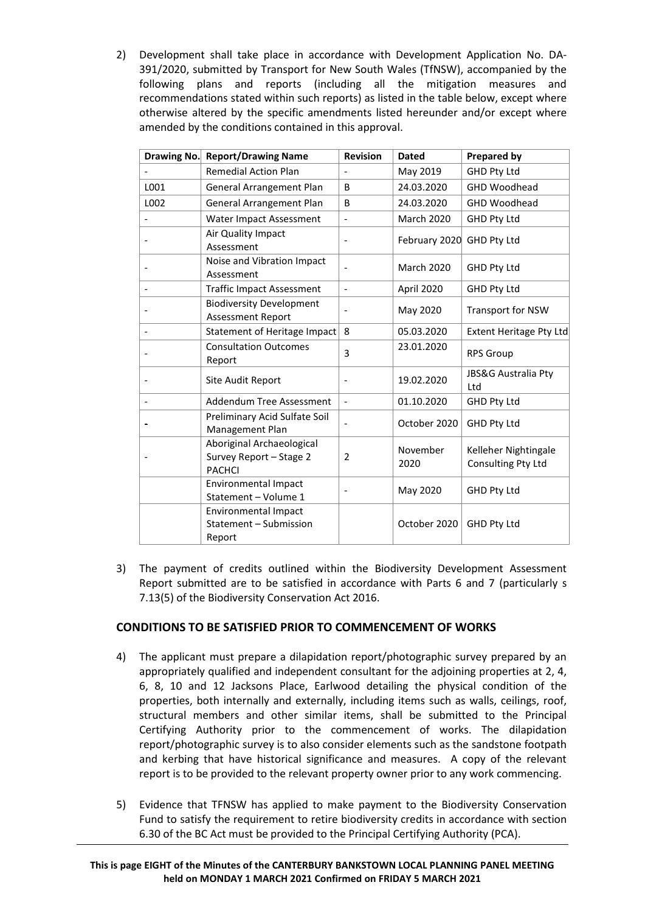2) Development shall take place in accordance with Development Application No. DA-391/2020, submitted by Transport for New South Wales (TfNSW), accompanied by the following plans and reports (including all the mitigation measures and recommendations stated within such reports) as listed in the table below, except where otherwise altered by the specific amendments listed hereunder and/or except where amended by the conditions contained in this approval.

| Drawing No. | Report/Drawing Name | Revision | Dated | Prepared by |
|---|---|---|---|---|
| - | Remedial Action Plan | - | May 2019 | GHD Pty Ltd |
| L001 | General Arrangement Plan | B | 24.03.2020 | GHD Woodhead |
| L002 | General Arrangement Plan | B | 24.03.2020 | GHD Woodhead |
| - | Water Impact Assessment | - | March 2020 | GHD Pty Ltd |
| - | Air Quality Impact Assessment | - | February 2020 | GHD Pty Ltd |
| - | Noise and Vibration Impact Assessment | - | March 2020 | GHD Pty Ltd |
| - | Traffic Impact Assessment | - | April 2020 | GHD Pty Ltd |
| - | Biodiversity Development Assessment Report | - | May 2020 | Transport for NSW |
| - | Statement of Heritage Impact | 8 | 05.03.2020 | Extent Heritage Pty Ltd |
| - | Consultation Outcomes Report | 3 | 23.01.2020 | RPS Group |
| - | Site Audit Report | - | 19.02.2020 | JBS&G Australia Pty Ltd |
| - | Addendum Tree Assessment | - | 01.10.2020 | GHD Pty Ltd |
| - | Preliminary Acid Sulfate Soil Management Plan | - | October 2020 | GHD Pty Ltd |
| - | Aboriginal Archaeological Survey Report – Stage 2 PACHCI | 2 | November 2020 | Kelleher Nightingale Consulting Pty Ltd |
| | Environmental Impact Statement – Volume 1 | - | May 2020 | GHD Pty Ltd |
| | Environmental Impact Statement – Submission Report | | October 2020 | GHD Pty Ltd |

3) The payment of credits outlined within the Biodiversity Development Assessment Report submitted are to be satisfied in accordance with Parts 6 and 7 (particularly s 7.13(5) of the Biodiversity Conservation Act 2016.

## CONDITIONS TO BE SATISFIED PRIOR TO COMMENCEMENT OF WORKS

4) The applicant must prepare a dilapidation report/photographic survey prepared by an appropriately qualified and independent consultant for the adjoining properties at 2, 4, 6, 8, 10 and 12 Jacksons Place, Earlwood detailing the physical condition of the properties, both internally and externally, including items such as walls, ceilings, roof, structural members and other similar items, shall be submitted to the Principal Certifying Authority prior to the commencement of works. The dilapidation report/photographic survey is to also consider elements such as the sandstone footpath and kerbing that have historical significance and measures. A copy of the relevant report is to be provided to the relevant property owner prior to any work commencing.

5) Evidence that TFNSW has applied to make payment to the Biodiversity Conservation Fund to satisfy the requirement to retire biodiversity credits in accordance with section 6.30 of the BC Act must be provided to the Principal Certifying Authority (PCA).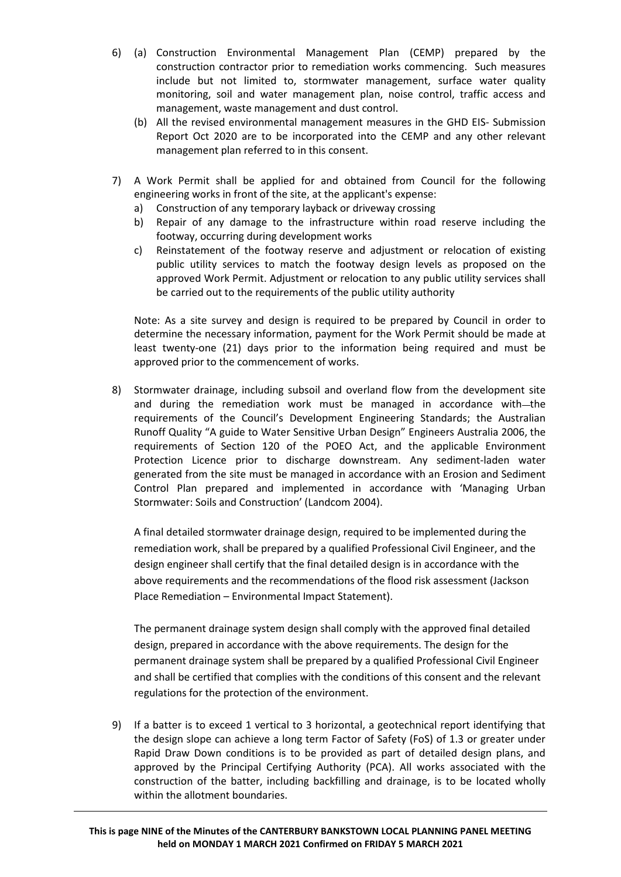6) (a) Construction Environmental Management Plan (CEMP) prepared by the construction contractor prior to remediation works commencing. Such measures include but not limited to, stormwater management, surface water quality monitoring, soil and water management plan, noise control, traffic access and management, waste management and dust control.

   (b) All the revised environmental management measures in the GHD EIS- Submission Report Oct 2020 are to be incorporated into the CEMP and any other relevant management plan referred to in this consent.

7) A Work Permit shall be applied for and obtained from Council for the following engineering works in front of the site, at the applicant's expense:

   a) Construction of any temporary layback or driveway crossing
   b) Repair of any damage to the infrastructure within road reserve including the footway, occurring during development works
   c) Reinstatement of the footway reserve and adjustment or relocation of existing public utility services to match the footway design levels as proposed on the approved Work Permit. Adjustment or relocation to any public utility services shall be carried out to the requirements of the public utility authority

   Note: As a site survey and design is required to be prepared by Council in order to determine the necessary information, payment for the Work Permit should be made at least twenty-one (21) days prior to the information being required and must be approved prior to the commencement of works.

8) Stormwater drainage, including subsoil and overland flow from the development site and during the remediation work must be managed in accordance with the requirements of the Council's Development Engineering Standards; the Australian Runoff Quality "A guide to Water Sensitive Urban Design" Engineers Australia 2006, the requirements of Section 120 of the POEO Act, and the applicable Environment Protection Licence prior to discharge downstream. Any sediment-laden water generated from the site must be managed in accordance with an Erosion and Sediment Control Plan prepared and implemented in accordance with 'Managing Urban Stormwater: Soils and Construction' (Landcom 2004).

   A final detailed stormwater drainage design, required to be implemented during the remediation work, shall be prepared by a qualified Professional Civil Engineer, and the design engineer shall certify that the final detailed design is in accordance with the above requirements and the recommendations of the flood risk assessment (Jackson Place Remediation – Environmental Impact Statement).

   The permanent drainage system design shall comply with the approved final detailed design, prepared in accordance with the above requirements. The design for the permanent drainage system shall be prepared by a qualified Professional Civil Engineer and shall be certified that complies with the conditions of this consent and the relevant regulations for the protection of the environment.

9) If a batter is to exceed 1 vertical to 3 horizontal, a geotechnical report identifying that the design slope can achieve a long term Factor of Safety (FoS) of 1.3 or greater under Rapid Draw Down conditions is to be provided as part of detailed design plans, and approved by the Principal Certifying Authority (PCA). All works associated with the construction of the batter, including backfilling and drainage, is to be located wholly within the allotment boundaries.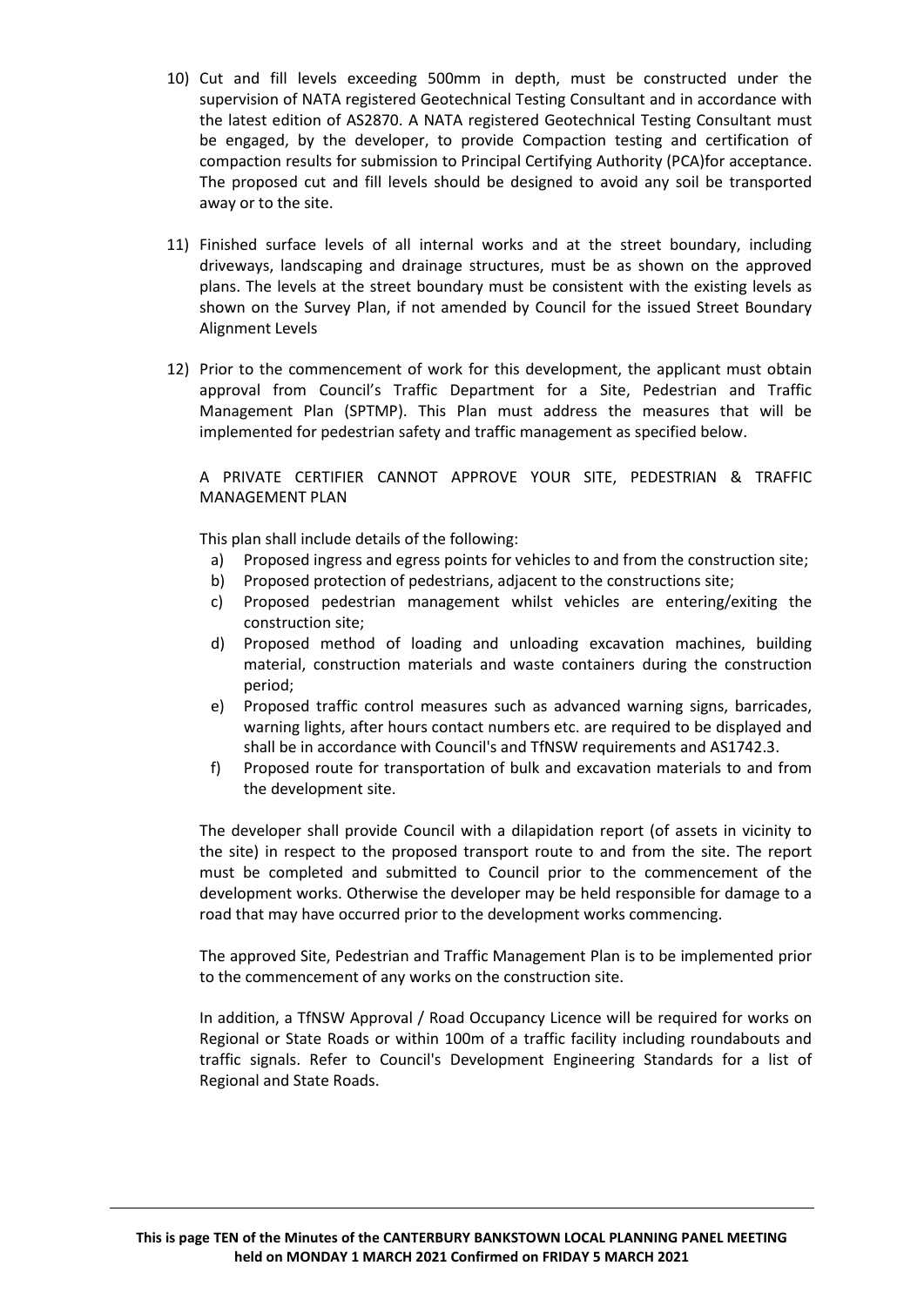10) Cut and fill levels exceeding 500mm in depth, must be constructed under the supervision of NATA registered Geotechnical Testing Consultant and in accordance with the latest edition of AS2870. A NATA registered Geotechnical Testing Consultant must be engaged, by the developer, to provide Compaction testing and certification of compaction results for submission to Principal Certifying Authority (PCA)for acceptance. The proposed cut and fill levels should be designed to avoid any soil be transported away or to the site.

11) Finished surface levels of all internal works and at the street boundary, including driveways, landscaping and drainage structures, must be as shown on the approved plans. The levels at the street boundary must be consistent with the existing levels as shown on the Survey Plan, if not amended by Council for the issued Street Boundary Alignment Levels

12) Prior to the commencement of work for this development, the applicant must obtain approval from Council's Traffic Department for a Site, Pedestrian and Traffic Management Plan (SPTMP). This Plan must address the measures that will be implemented for pedestrian safety and traffic management as specified below.

    A PRIVATE CERTIFIER CANNOT APPROVE YOUR SITE, PEDESTRIAN & TRAFFIC MANAGEMENT PLAN

    This plan shall include details of the following:

    a) Proposed ingress and egress points for vehicles to and from the construction site;
    b) Proposed protection of pedestrians, adjacent to the constructions site;
    c) Proposed pedestrian management whilst vehicles are entering/exiting the construction site;
    d) Proposed method of loading and unloading excavation machines, building material, construction materials and waste containers during the construction period;
    e) Proposed traffic control measures such as advanced warning signs, barricades, warning lights, after hours contact numbers etc. are required to be displayed and shall be in accordance with Council's and TfNSW requirements and AS1742.3.
    f) Proposed route for transportation of bulk and excavation materials to and from the development site.

    The developer shall provide Council with a dilapidation report (of assets in vicinity to the site) in respect to the proposed transport route to and from the site. The report must be completed and submitted to Council prior to the commencement of the development works. Otherwise the developer may be held responsible for damage to a road that may have occurred prior to the development works commencing.

    The approved Site, Pedestrian and Traffic Management Plan is to be implemented prior to the commencement of any works on the construction site.

    In addition, a TfNSW Approval / Road Occupancy Licence will be required for works on Regional or State Roads or within 100m of a traffic facility including roundabouts and traffic signals. Refer to Council's Development Engineering Standards for a list of Regional and State Roads.

**This is page TEN of the Minutes of the CANTERBURY BANKSTOWN LOCAL PLANNING PANEL MEETING held on MONDAY 1 MARCH 2021 Confirmed on FRIDAY 5 MARCH 2021**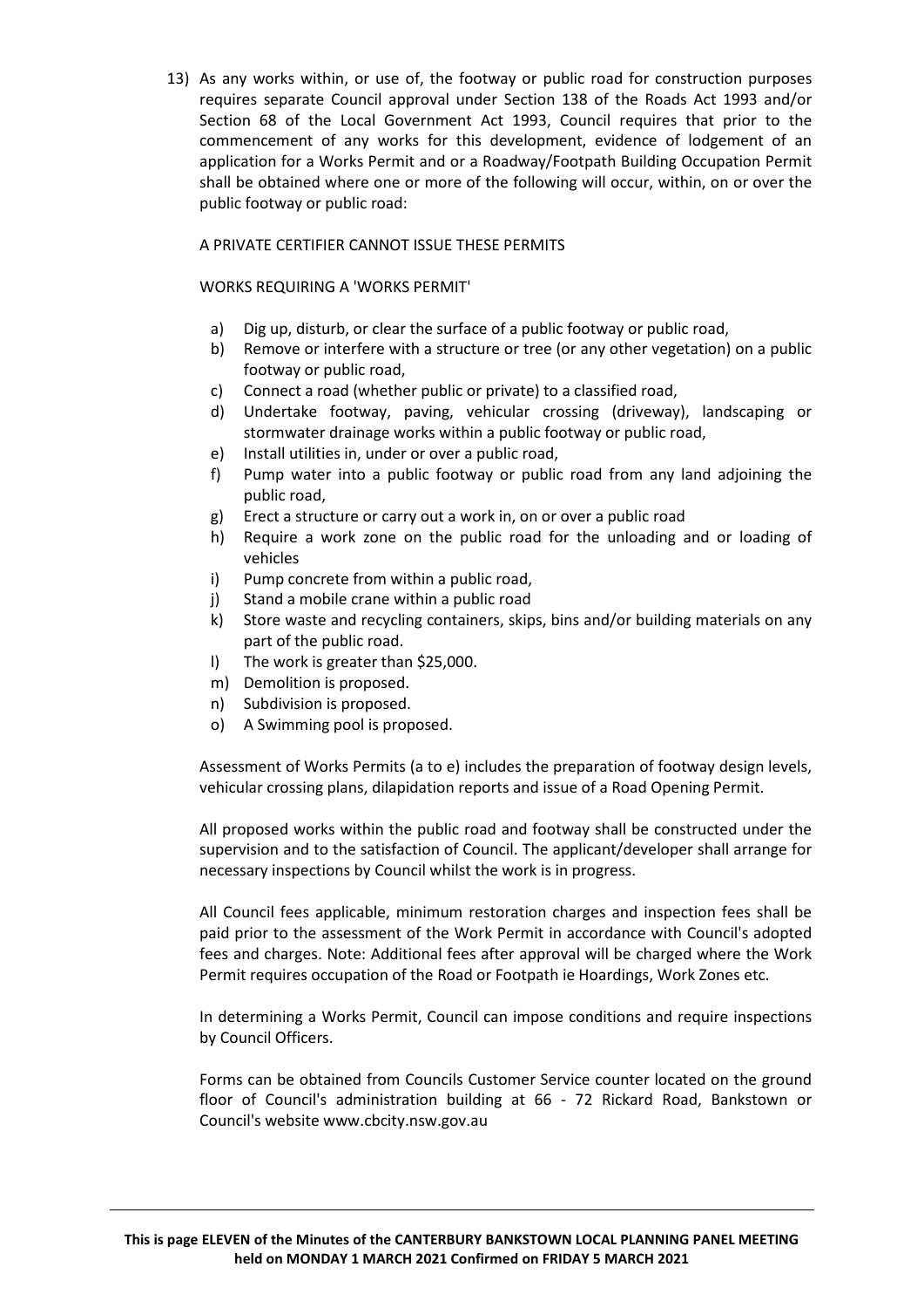13) As any works within, or use of, the footway or public road for construction purposes requires separate Council approval under Section 138 of the Roads Act 1993 and/or Section 68 of the Local Government Act 1993, Council requires that prior to the commencement of any works for this development, evidence of lodgement of an application for a Works Permit and or a Roadway/Footpath Building Occupation Permit shall be obtained where one or more of the following will occur, within, on or over the public footway or public road:

A PRIVATE CERTIFIER CANNOT ISSUE THESE PERMITS

WORKS REQUIRING A 'WORKS PERMIT'

a) Dig up, disturb, or clear the surface of a public footway or public road,
b) Remove or interfere with a structure or tree (or any other vegetation) on a public footway or public road,
c) Connect a road (whether public or private) to a classified road,
d) Undertake footway, paving, vehicular crossing (driveway), landscaping or stormwater drainage works within a public footway or public road,
e) Install utilities in, under or over a public road,
f) Pump water into a public footway or public road from any land adjoining the public road,
g) Erect a structure or carry out a work in, on or over a public road
h) Require a work zone on the public road for the unloading and or loading of vehicles
i) Pump concrete from within a public road,
j) Stand a mobile crane within a public road
k) Store waste and recycling containers, skips, bins and/or building materials on any part of the public road.
l) The work is greater than $25,000.
m) Demolition is proposed.
n) Subdivision is proposed.
o) A Swimming pool is proposed.

Assessment of Works Permits (a to e) includes the preparation of footway design levels, vehicular crossing plans, dilapidation reports and issue of a Road Opening Permit.

All proposed works within the public road and footway shall be constructed under the supervision and to the satisfaction of Council. The applicant/developer shall arrange for necessary inspections by Council whilst the work is in progress.

All Council fees applicable, minimum restoration charges and inspection fees shall be paid prior to the assessment of the Work Permit in accordance with Council's adopted fees and charges. Note: Additional fees after approval will be charged where the Work Permit requires occupation of the Road or Footpath ie Hoardings, Work Zones etc.

In determining a Works Permit, Council can impose conditions and require inspections by Council Officers.

Forms can be obtained from Councils Customer Service counter located on the ground floor of Council's administration building at 66 - 72 Rickard Road, Bankstown or Council's website www.cbcity.nsw.gov.au

**This is page ELEVEN of the Minutes of the CANTERBURY BANKSTOWN LOCAL PLANNING PANEL MEETING held on MONDAY 1 MARCH 2021 Confirmed on FRIDAY 5 MARCH 2021**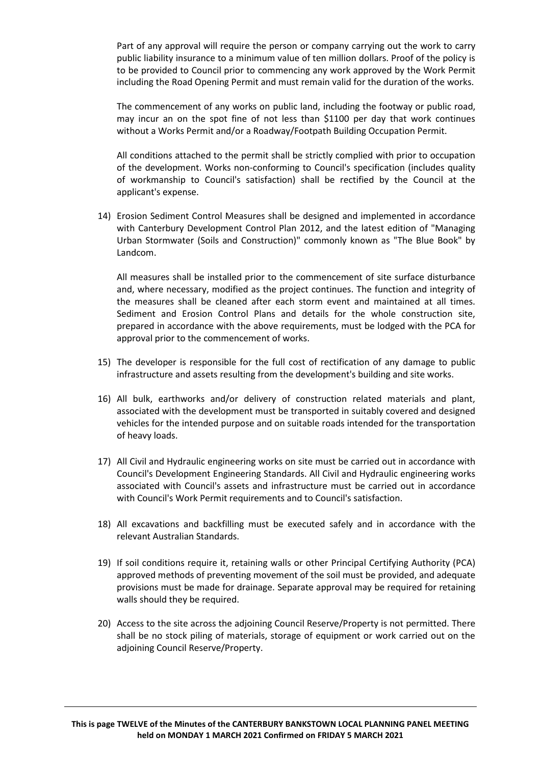Part of any approval will require the person or company carrying out the work to carry public liability insurance to a minimum value of ten million dollars. Proof of the policy is to be provided to Council prior to commencing any work approved by the Work Permit including the Road Opening Permit and must remain valid for the duration of the works.

The commencement of any works on public land, including the footway or public road, may incur an on the spot fine of not less than $1100 per day that work continues without a Works Permit and/or a Roadway/Footpath Building Occupation Permit.

All conditions attached to the permit shall be strictly complied with prior to occupation of the development. Works non-conforming to Council's specification (includes quality of workmanship to Council's satisfaction) shall be rectified by the Council at the applicant's expense.

14) Erosion Sediment Control Measures shall be designed and implemented in accordance with Canterbury Development Control Plan 2012, and the latest edition of "Managing Urban Stormwater (Soils and Construction)" commonly known as "The Blue Book" by Landcom.

    All measures shall be installed prior to the commencement of site surface disturbance and, where necessary, modified as the project continues. The function and integrity of the measures shall be cleaned after each storm event and maintained at all times. Sediment and Erosion Control Plans and details for the whole construction site, prepared in accordance with the above requirements, must be lodged with the PCA for approval prior to the commencement of works.

15) The developer is responsible for the full cost of rectification of any damage to public infrastructure and assets resulting from the development's building and site works.

16) All bulk, earthworks and/or delivery of construction related materials and plant, associated with the development must be transported in suitably covered and designed vehicles for the intended purpose and on suitable roads intended for the transportation of heavy loads.

17) All Civil and Hydraulic engineering works on site must be carried out in accordance with Council's Development Engineering Standards. All Civil and Hydraulic engineering works associated with Council's assets and infrastructure must be carried out in accordance with Council's Work Permit requirements and to Council's satisfaction.

18) All excavations and backfilling must be executed safely and in accordance with the relevant Australian Standards.

19) If soil conditions require it, retaining walls or other Principal Certifying Authority (PCA) approved methods of preventing movement of the soil must be provided, and adequate provisions must be made for drainage. Separate approval may be required for retaining walls should they be required.

20) Access to the site across the adjoining Council Reserve/Property is not permitted. There shall be no stock piling of materials, storage of equipment or work carried out on the adjoining Council Reserve/Property.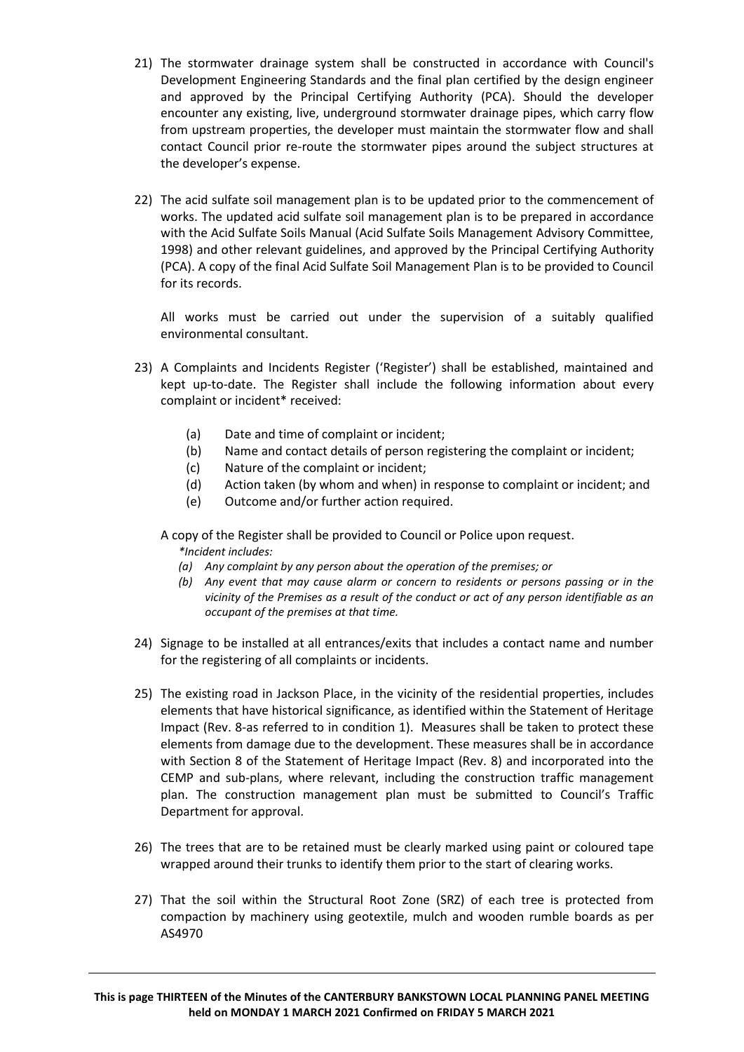21) The stormwater drainage system shall be constructed in accordance with Council's Development Engineering Standards and the final plan certified by the design engineer and approved by the Principal Certifying Authority (PCA). Should the developer encounter any existing, live, underground stormwater drainage pipes, which carry flow from upstream properties, the developer must maintain the stormwater flow and shall contact Council prior re-route the stormwater pipes around the subject structures at the developer's expense.

22) The acid sulfate soil management plan is to be updated prior to the commencement of works. The updated acid sulfate soil management plan is to be prepared in accordance with the Acid Sulfate Soils Manual (Acid Sulfate Soils Management Advisory Committee, 1998) and other relevant guidelines, and approved by the Principal Certifying Authority (PCA). A copy of the final Acid Sulfate Soil Management Plan is to be provided to Council for its records.

    All works must be carried out under the supervision of a suitably qualified environmental consultant.

23) A Complaints and Incidents Register ('Register') shall be established, maintained and kept up-to-date. The Register shall include the following information about every complaint or incident* received:

    (a) Date and time of complaint or incident;
    (b) Name and contact details of person registering the complaint or incident;
    (c) Nature of the complaint or incident;
    (d) Action taken (by whom and when) in response to complaint or incident; and
    (e) Outcome and/or further action required.

    A copy of the Register shall be provided to Council or Police upon request.

    *\*Incident includes:*

    *(a) Any complaint by any person about the operation of the premises; or*

    *(b) Any event that may cause alarm or concern to residents or persons passing or in the vicinity of the Premises as a result of the conduct or act of any person identifiable as an occupant of the premises at that time.*

24) Signage to be installed at all entrances/exits that includes a contact name and number for the registering of all complaints or incidents.

25) The existing road in Jackson Place, in the vicinity of the residential properties, includes elements that have historical significance, as identified within the Statement of Heritage Impact (Rev. 8-as referred to in condition 1). Measures shall be taken to protect these elements from damage due to the development. These measures shall be in accordance with Section 8 of the Statement of Heritage Impact (Rev. 8) and incorporated into the CEMP and sub-plans, where relevant, including the construction traffic management plan. The construction management plan must be submitted to Council's Traffic Department for approval.

26) The trees that are to be retained must be clearly marked using paint or coloured tape wrapped around their trunks to identify them prior to the start of clearing works.

27) That the soil within the Structural Root Zone (SRZ) of each tree is protected from compaction by machinery using geotextile, mulch and wooden rumble boards as per AS4970

**This is page THIRTEEN of the Minutes of the CANTERBURY BANKSTOWN LOCAL PLANNING PANEL MEETING held on MONDAY 1 MARCH 2021 Confirmed on FRIDAY 5 MARCH 2021**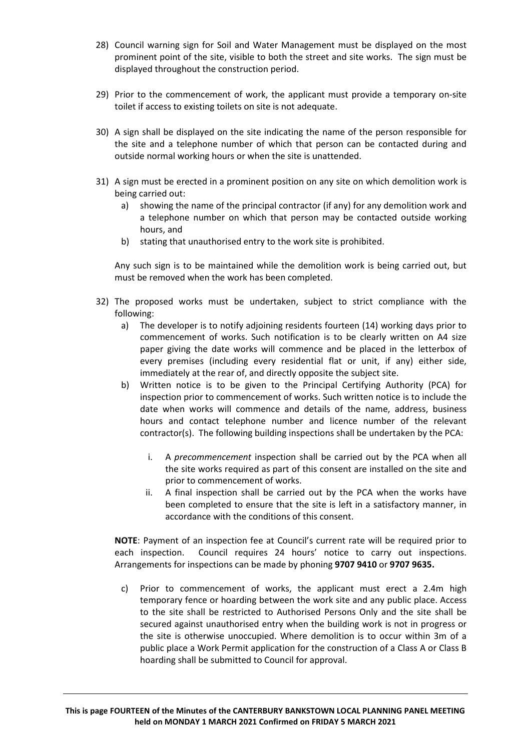28) Council warning sign for Soil and Water Management must be displayed on the most prominent point of the site, visible to both the street and site works. The sign must be displayed throughout the construction period.

29) Prior to the commencement of work, the applicant must provide a temporary on-site toilet if access to existing toilets on site is not adequate.

30) A sign shall be displayed on the site indicating the name of the person responsible for the site and a telephone number of which that person can be contacted during and outside normal working hours or when the site is unattended.

31) A sign must be erected in a prominent position on any site on which demolition work is being carried out:
    a) showing the name of the principal contractor (if any) for any demolition work and a telephone number on which that person may be contacted outside working hours, and
    b) stating that unauthorised entry to the work site is prohibited.

    Any such sign is to be maintained while the demolition work is being carried out, but must be removed when the work has been completed.

32) The proposed works must be undertaken, subject to strict compliance with the following:
    a) The developer is to notify adjoining residents fourteen (14) working days prior to commencement of works. Such notification is to be clearly written on A4 size paper giving the date works will commence and be placed in the letterbox of every premises (including every residential flat or unit, if any) either side, immediately at the rear of, and directly opposite the subject site.
    b) Written notice is to be given to the Principal Certifying Authority (PCA) for inspection prior to commencement of works. Such written notice is to include the date when works will commence and details of the name, address, business hours and contact telephone number and licence number of the relevant contractor(s). The following building inspections shall be undertaken by the PCA:

        i. A *precommencement* inspection shall be carried out by the PCA when all the site works required as part of this consent are installed on the site and prior to commencement of works.
        ii. A final inspection shall be carried out by the PCA when the works have been completed to ensure that the site is left in a satisfactory manner, in accordance with the conditions of this consent.

    **NOTE**: Payment of an inspection fee at Council's current rate will be required prior to each inspection. Council requires 24 hours' notice to carry out inspections. Arrangements for inspections can be made by phoning **9707 9410** or **9707 9635.**

    c) Prior to commencement of works, the applicant must erect a 2.4m high temporary fence or hoarding between the work site and any public place. Access to the site shall be restricted to Authorised Persons Only and the site shall be secured against unauthorised entry when the building work is not in progress or the site is otherwise unoccupied. Where demolition is to occur within 3m of a public place a Work Permit application for the construction of a Class A or Class B hoarding shall be submitted to Council for approval.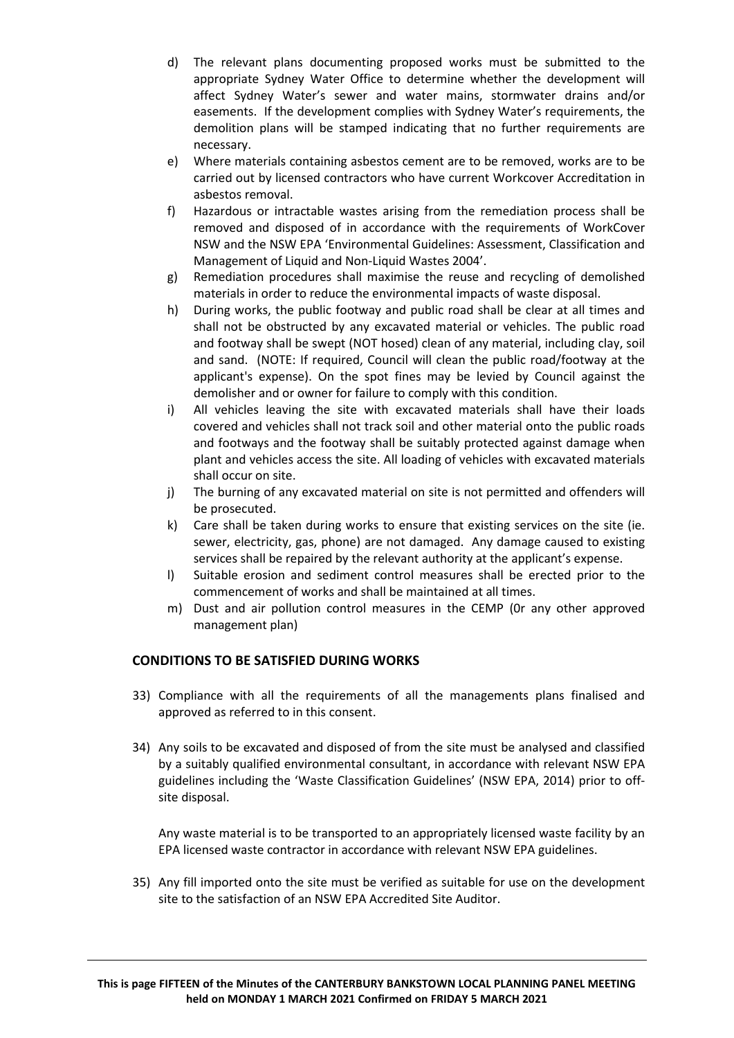d) The relevant plans documenting proposed works must be submitted to the appropriate Sydney Water Office to determine whether the development will affect Sydney Water's sewer and water mains, stormwater drains and/or easements. If the development complies with Sydney Water's requirements, the demolition plans will be stamped indicating that no further requirements are necessary.

e) Where materials containing asbestos cement are to be removed, works are to be carried out by licensed contractors who have current Workcover Accreditation in asbestos removal.

f) Hazardous or intractable wastes arising from the remediation process shall be removed and disposed of in accordance with the requirements of WorkCover NSW and the NSW EPA 'Environmental Guidelines: Assessment, Classification and Management of Liquid and Non-Liquid Wastes 2004'.

g) Remediation procedures shall maximise the reuse and recycling of demolished materials in order to reduce the environmental impacts of waste disposal.

h) During works, the public footway and public road shall be clear at all times and shall not be obstructed by any excavated material or vehicles. The public road and footway shall be swept (NOT hosed) clean of any material, including clay, soil and sand. (NOTE: If required, Council will clean the public road/footway at the applicant's expense). On the spot fines may be levied by Council against the demolisher and or owner for failure to comply with this condition.

i) All vehicles leaving the site with excavated materials shall have their loads covered and vehicles shall not track soil and other material onto the public roads and footways and the footway shall be suitably protected against damage when plant and vehicles access the site. All loading of vehicles with excavated materials shall occur on site.

j) The burning of any excavated material on site is not permitted and offenders will be prosecuted.

k) Care shall be taken during works to ensure that existing services on the site (ie. sewer, electricity, gas, phone) are not damaged. Any damage caused to existing services shall be repaired by the relevant authority at the applicant's expense.

l) Suitable erosion and sediment control measures shall be erected prior to the commencement of works and shall be maintained at all times.

m) Dust and air pollution control measures in the CEMP (0r any other approved management plan)

## CONDITIONS TO BE SATISFIED DURING WORKS

33) Compliance with all the requirements of all the managements plans finalised and approved as referred to in this consent.

34) Any soils to be excavated and disposed of from the site must be analysed and classified by a suitably qualified environmental consultant, in accordance with relevant NSW EPA guidelines including the 'Waste Classification Guidelines' (NSW EPA, 2014) prior to off-site disposal.

    Any waste material is to be transported to an appropriately licensed waste facility by an EPA licensed waste contractor in accordance with relevant NSW EPA guidelines.

35) Any fill imported onto the site must be verified as suitable for use on the development site to the satisfaction of an NSW EPA Accredited Site Auditor.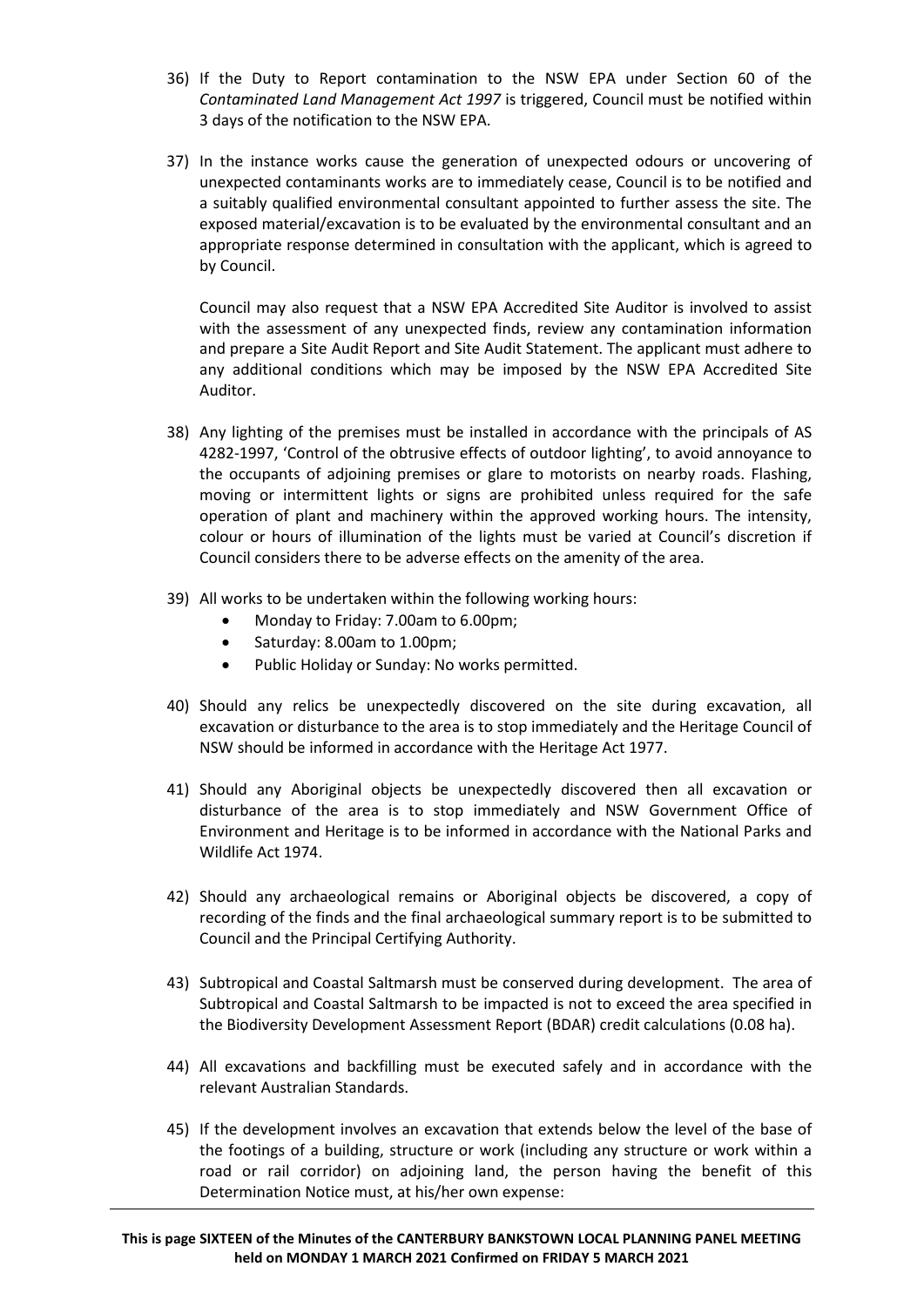36) If the Duty to Report contamination to the NSW EPA under Section 60 of the *Contaminated Land Management Act 1997* is triggered, Council must be notified within 3 days of the notification to the NSW EPA.

37) In the instance works cause the generation of unexpected odours or uncovering of unexpected contaminants works are to immediately cease, Council is to be notified and a suitably qualified environmental consultant appointed to further assess the site. The exposed material/excavation is to be evaluated by the environmental consultant and an appropriate response determined in consultation with the applicant, which is agreed to by Council.

    Council may also request that a NSW EPA Accredited Site Auditor is involved to assist with the assessment of any unexpected finds, review any contamination information and prepare a Site Audit Report and Site Audit Statement. The applicant must adhere to any additional conditions which may be imposed by the NSW EPA Accredited Site Auditor.

38) Any lighting of the premises must be installed in accordance with the principals of AS 4282-1997, 'Control of the obtrusive effects of outdoor lighting', to avoid annoyance to the occupants of adjoining premises or glare to motorists on nearby roads. Flashing, moving or intermittent lights or signs are prohibited unless required for the safe operation of plant and machinery within the approved working hours. The intensity, colour or hours of illumination of the lights must be varied at Council's discretion if Council considers there to be adverse effects on the amenity of the area.

39) All works to be undertaken within the following working hours:
    - Monday to Friday: 7.00am to 6.00pm;
    - Saturday: 8.00am to 1.00pm;
    - Public Holiday or Sunday: No works permitted.

40) Should any relics be unexpectedly discovered on the site during excavation, all excavation or disturbance to the area is to stop immediately and the Heritage Council of NSW should be informed in accordance with the Heritage Act 1977.

41) Should any Aboriginal objects be unexpectedly discovered then all excavation or disturbance of the area is to stop immediately and NSW Government Office of Environment and Heritage is to be informed in accordance with the National Parks and Wildlife Act 1974.

42) Should any archaeological remains or Aboriginal objects be discovered, a copy of recording of the finds and the final archaeological summary report is to be submitted to Council and the Principal Certifying Authority.

43) Subtropical and Coastal Saltmarsh must be conserved during development. The area of Subtropical and Coastal Saltmarsh to be impacted is not to exceed the area specified in the Biodiversity Development Assessment Report (BDAR) credit calculations (0.08 ha).

44) All excavations and backfilling must be executed safely and in accordance with the relevant Australian Standards.

45) If the development involves an excavation that extends below the level of the base of the footings of a building, structure or work (including any structure or work within a road or rail corridor) on adjoining land, the person having the benefit of this Determination Notice must, at his/her own expense:

**This is page SIXTEEN of the Minutes of the CANTERBURY BANKSTOWN LOCAL PLANNING PANEL MEETING held on MONDAY 1 MARCH 2021 Confirmed on FRIDAY 5 MARCH 2021**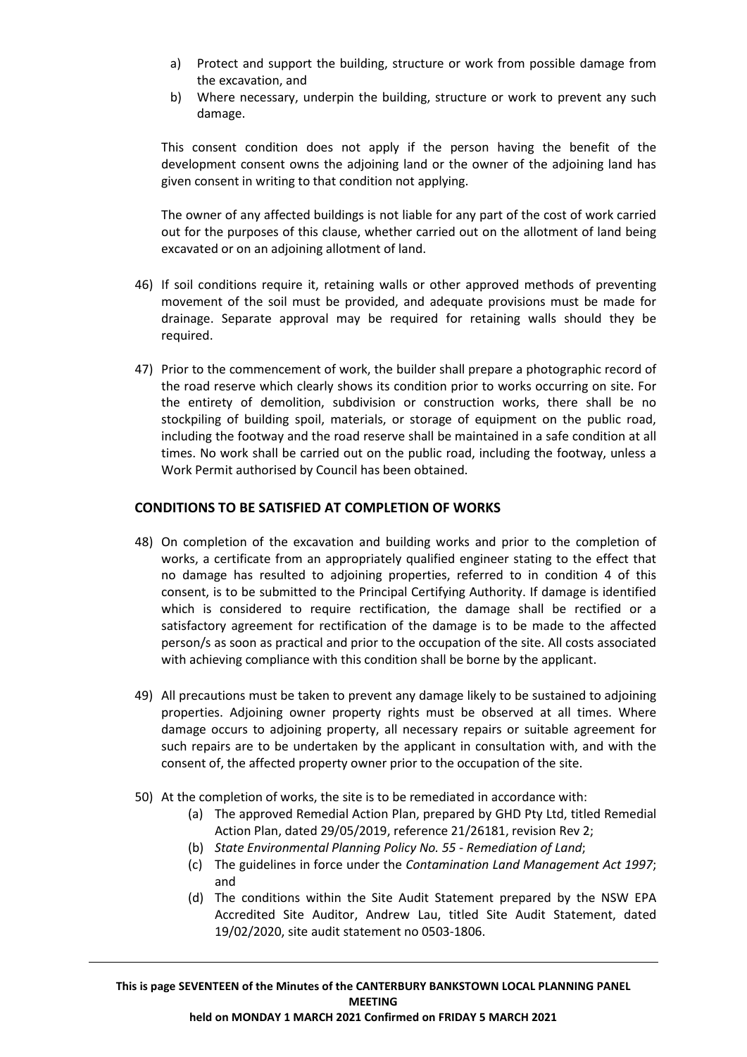a) Protect and support the building, structure or work from possible damage from the excavation, and
b) Where necessary, underpin the building, structure or work to prevent any such damage.

This consent condition does not apply if the person having the benefit of the development consent owns the adjoining land or the owner of the adjoining land has given consent in writing to that condition not applying.

The owner of any affected buildings is not liable for any part of the cost of work carried out for the purposes of this clause, whether carried out on the allotment of land being excavated or on an adjoining allotment of land.

46) If soil conditions require it, retaining walls or other approved methods of preventing movement of the soil must be provided, and adequate provisions must be made for drainage. Separate approval may be required for retaining walls should they be required.

47) Prior to the commencement of work, the builder shall prepare a photographic record of the road reserve which clearly shows its condition prior to works occurring on site. For the entirety of demolition, subdivision or construction works, there shall be no stockpiling of building spoil, materials, or storage of equipment on the public road, including the footway and the road reserve shall be maintained in a safe condition at all times. No work shall be carried out on the public road, including the footway, unless a Work Permit authorised by Council has been obtained.

## CONDITIONS TO BE SATISFIED AT COMPLETION OF WORKS

48) On completion of the excavation and building works and prior to the completion of works, a certificate from an appropriately qualified engineer stating to the effect that no damage has resulted to adjoining properties, referred to in condition 4 of this consent, is to be submitted to the Principal Certifying Authority. If damage is identified which is considered to require rectification, the damage shall be rectified or a satisfactory agreement for rectification of the damage is to be made to the affected person/s as soon as practical and prior to the occupation of the site. All costs associated with achieving compliance with this condition shall be borne by the applicant.

49) All precautions must be taken to prevent any damage likely to be sustained to adjoining properties. Adjoining owner property rights must be observed at all times. Where damage occurs to adjoining property, all necessary repairs or suitable agreement for such repairs are to be undertaken by the applicant in consultation with, and with the consent of, the affected property owner prior to the occupation of the site.

50) At the completion of works, the site is to be remediated in accordance with:
   (a) The approved Remedial Action Plan, prepared by GHD Pty Ltd, titled Remedial Action Plan, dated 29/05/2019, reference 21/26181, revision Rev 2;
   (b) *State Environmental Planning Policy No. 55 - Remediation of Land*;
   (c) The guidelines in force under the *Contamination Land Management Act 1997*; and
   (d) The conditions within the Site Audit Statement prepared by the NSW EPA Accredited Site Auditor, Andrew Lau, titled Site Audit Statement, dated 19/02/2020, site audit statement no 0503-1806.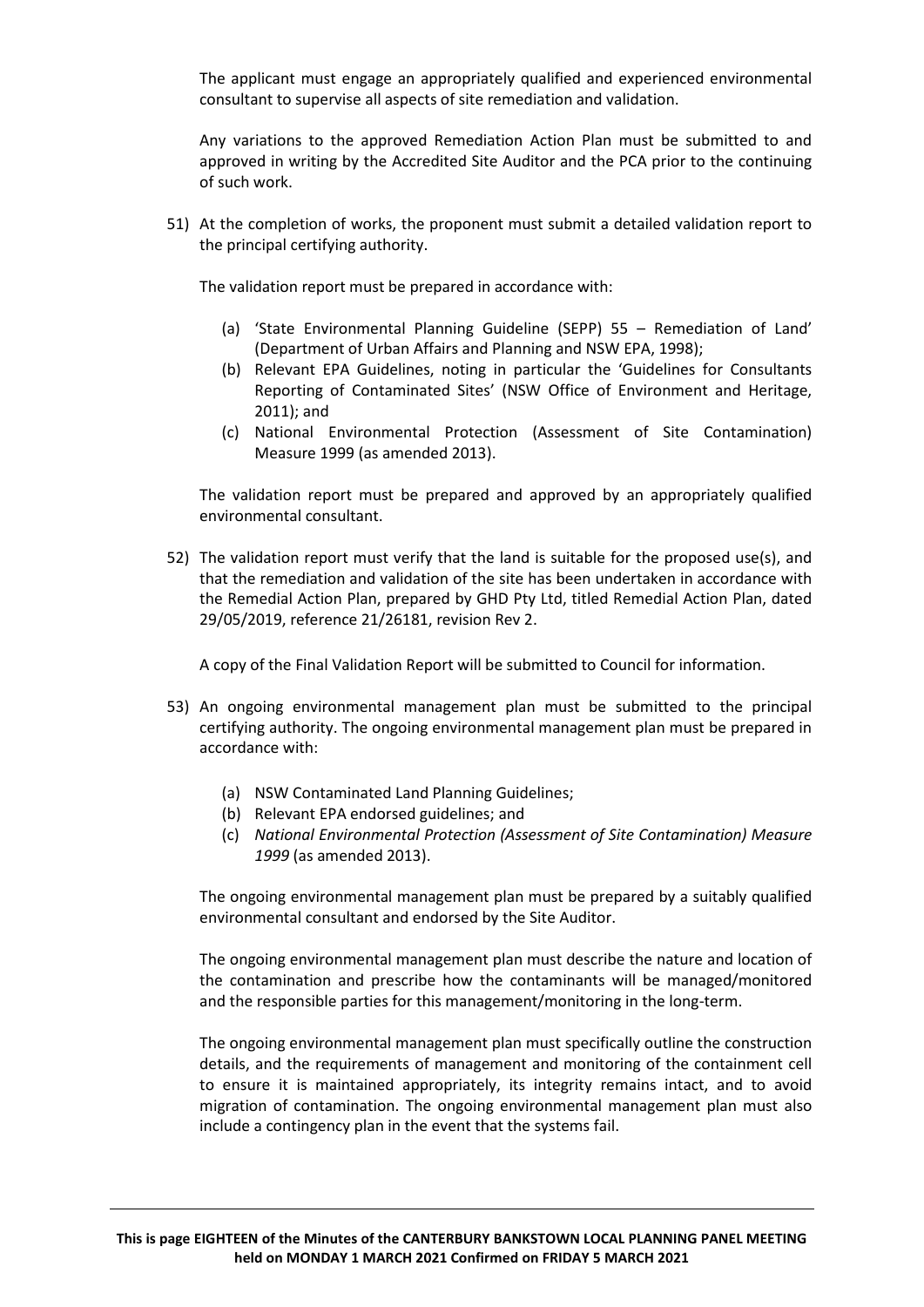The applicant must engage an appropriately qualified and experienced environmental consultant to supervise all aspects of site remediation and validation.

Any variations to the approved Remediation Action Plan must be submitted to and approved in writing by the Accredited Site Auditor and the PCA prior to the continuing of such work.

51) At the completion of works, the proponent must submit a detailed validation report to the principal certifying authority.

    The validation report must be prepared in accordance with:

    (a) 'State Environmental Planning Guideline (SEPP) 55 – Remediation of Land' (Department of Urban Affairs and Planning and NSW EPA, 1998);
    (b) Relevant EPA Guidelines, noting in particular the 'Guidelines for Consultants Reporting of Contaminated Sites' (NSW Office of Environment and Heritage, 2011); and
    (c) National Environmental Protection (Assessment of Site Contamination) Measure 1999 (as amended 2013).

    The validation report must be prepared and approved by an appropriately qualified environmental consultant.

52) The validation report must verify that the land is suitable for the proposed use(s), and that the remediation and validation of the site has been undertaken in accordance with the Remedial Action Plan, prepared by GHD Pty Ltd, titled Remedial Action Plan, dated 29/05/2019, reference 21/26181, revision Rev 2.

    A copy of the Final Validation Report will be submitted to Council for information.

53) An ongoing environmental management plan must be submitted to the principal certifying authority. The ongoing environmental management plan must be prepared in accordance with:

    (a) NSW Contaminated Land Planning Guidelines;
    (b) Relevant EPA endorsed guidelines; and
    (c) *National Environmental Protection (Assessment of Site Contamination) Measure 1999* (as amended 2013).

    The ongoing environmental management plan must be prepared by a suitably qualified environmental consultant and endorsed by the Site Auditor.

    The ongoing environmental management plan must describe the nature and location of the contamination and prescribe how the contaminants will be managed/monitored and the responsible parties for this management/monitoring in the long-term.

    The ongoing environmental management plan must specifically outline the construction details, and the requirements of management and monitoring of the containment cell to ensure it is maintained appropriately, its integrity remains intact, and to avoid migration of contamination. The ongoing environmental management plan must also include a contingency plan in the event that the systems fail.

**This is page EIGHTEEN of the Minutes of the CANTERBURY BANKSTOWN LOCAL PLANNING PANEL MEETING held on MONDAY 1 MARCH 2021 Confirmed on FRIDAY 5 MARCH 2021**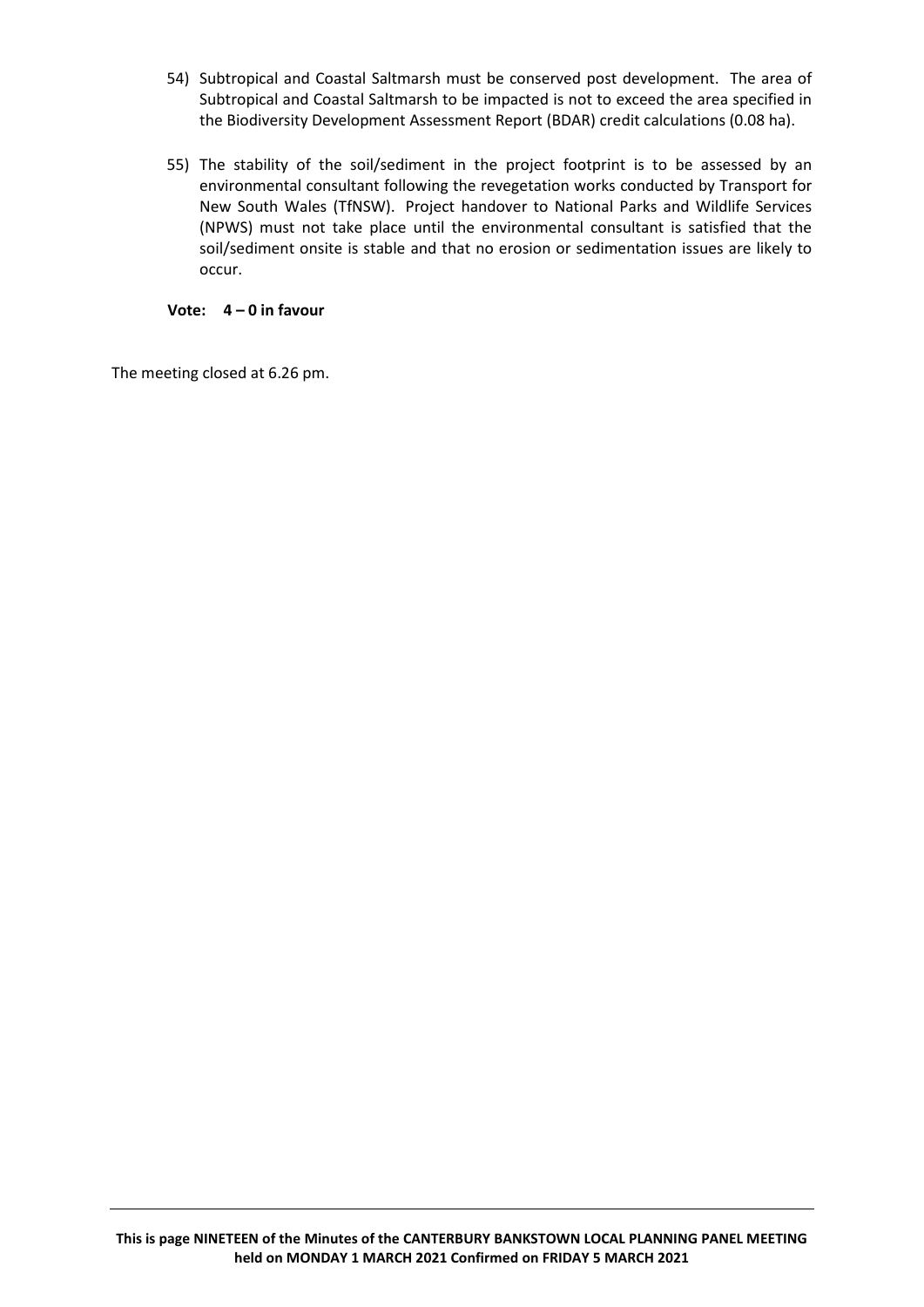54) Subtropical and Coastal Saltmarsh must be conserved post development. The area of Subtropical and Coastal Saltmarsh to be impacted is not to exceed the area specified in the Biodiversity Development Assessment Report (BDAR) credit calculations (0.08 ha).

55) The stability of the soil/sediment in the project footprint is to be assessed by an environmental consultant following the revegetation works conducted by Transport for New South Wales (TfNSW). Project handover to National Parks and Wildlife Services (NPWS) must not take place until the environmental consultant is satisfied that the soil/sediment onsite is stable and that no erosion or sedimentation issues are likely to occur.

**Vote: 4 – 0 in favour**

The meeting closed at 6.26 pm.